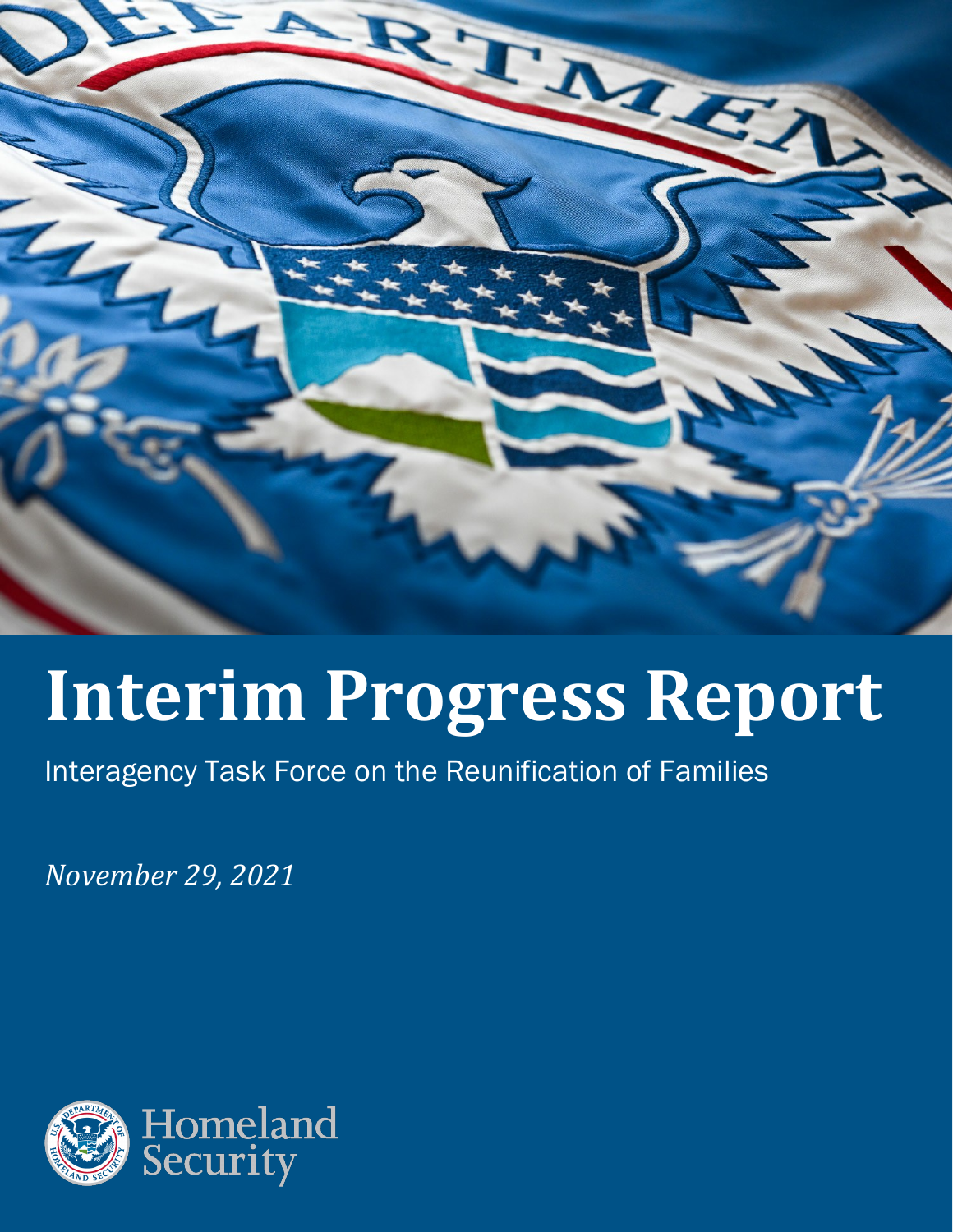# Interim Progress Report

Interagency Task Force on the Reunification of Families

*November 29, 2021*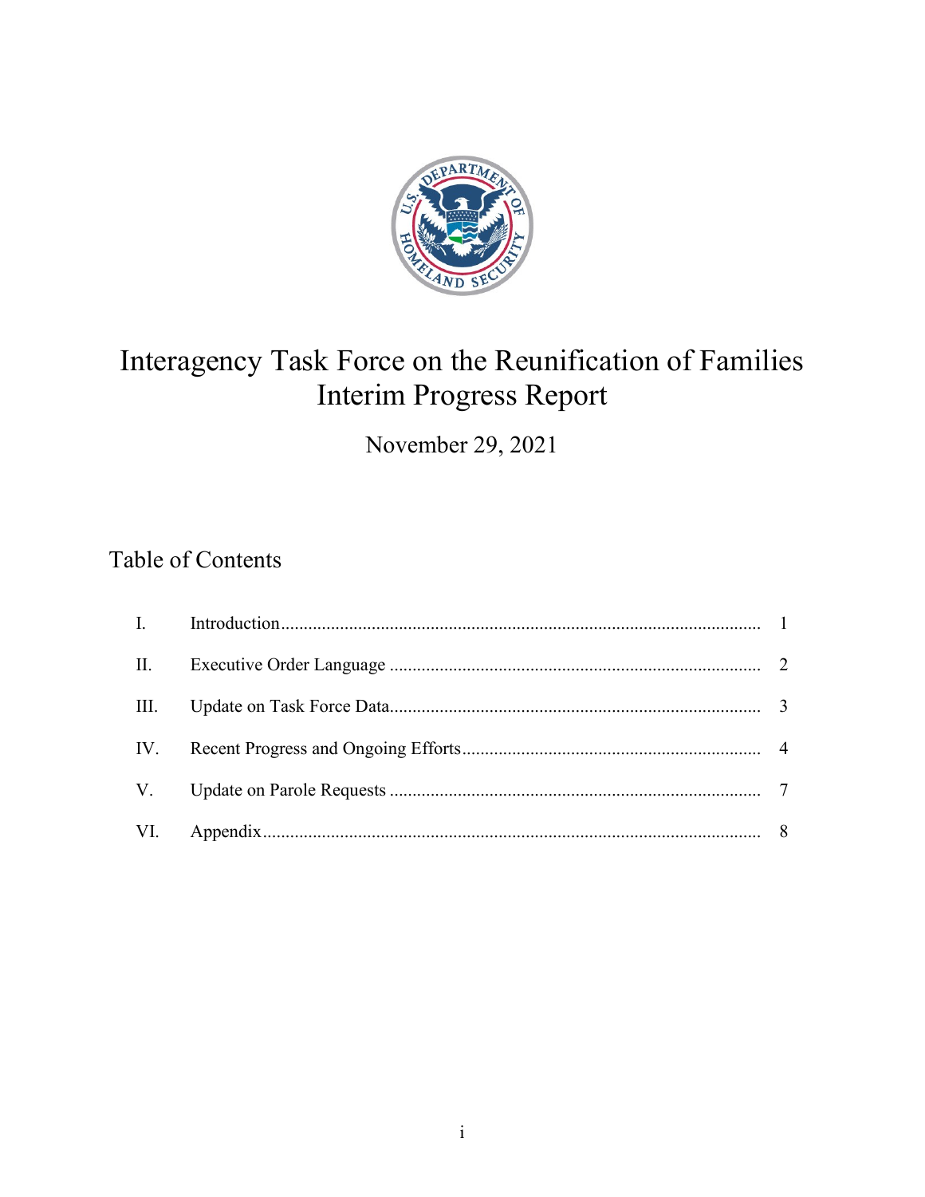# Interagency Task Force on the Reunification of Families Interim Progress Report

November 29, 2021

## Table of Contents

| | | |
|---|---|---|
| I. | Introduction | 1 |
| II. | Executive Order Language | 2 |
| III. | Update on Task Force Data | 3 |
| IV. | Recent Progress and Ongoing Efforts | 4 |
| V. | Update on Parole Requests | 7 |
| VI. | Appendix | 8 |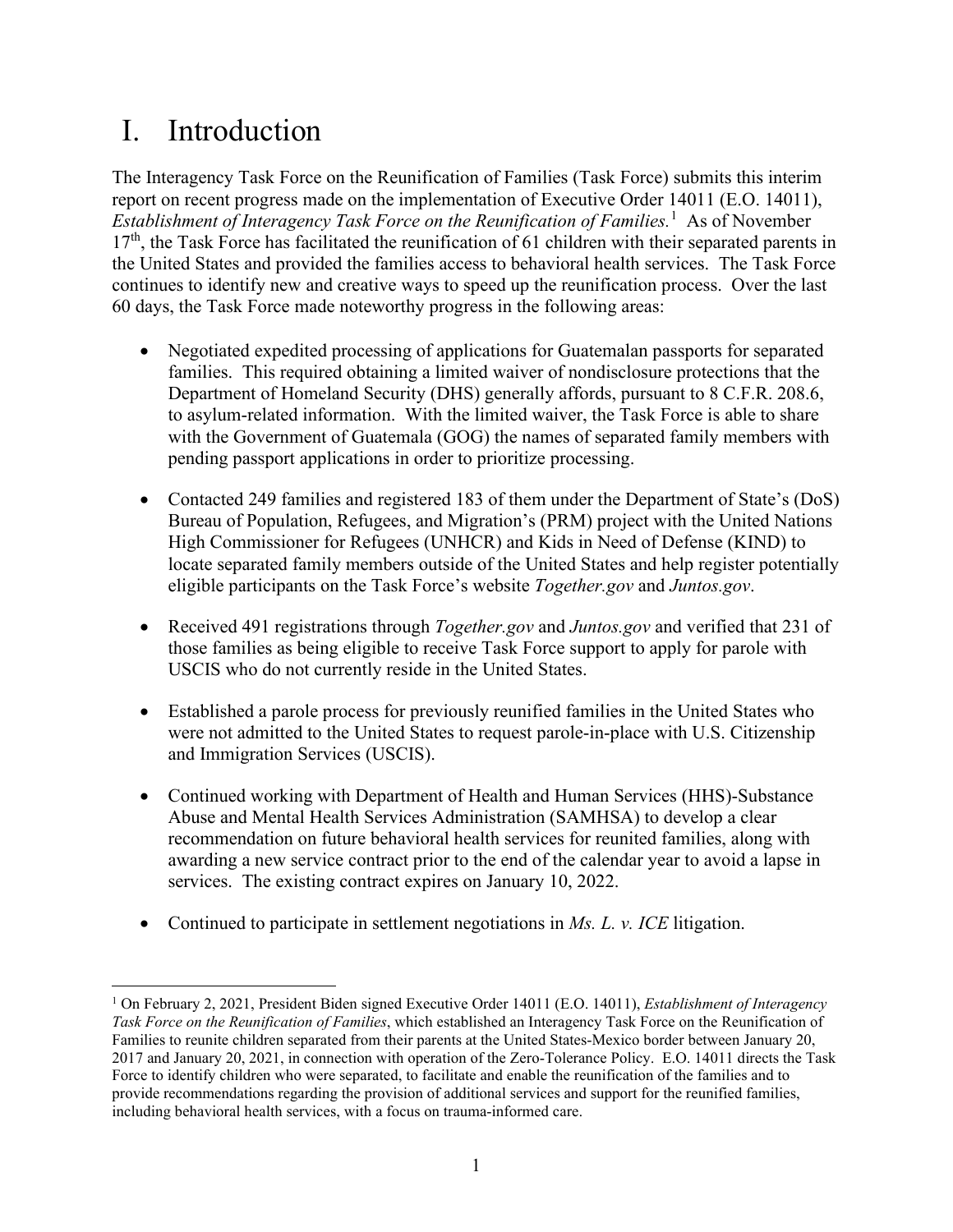# I. Introduction

The Interagency Task Force on the Reunification of Families (Task Force) submits this interim report on recent progress made on the implementation of Executive Order 14011 (E.O. 14011), *Establishment of Interagency Task Force on the Reunification of Families.*[1] As of November 17th, the Task Force has facilitated the reunification of 61 children with their separated parents in the United States and provided the families access to behavioral health services. The Task Force continues to identify new and creative ways to speed up the reunification process. Over the last 60 days, the Task Force made noteworthy progress in the following areas:

- Negotiated expedited processing of applications for Guatemalan passports for separated families. This required obtaining a limited waiver of nondisclosure protections that the Department of Homeland Security (DHS) generally affords, pursuant to 8 C.F.R. 208.6, to asylum-related information. With the limited waiver, the Task Force is able to share with the Government of Guatemala (GOG) the names of separated family members with pending passport applications in order to prioritize processing.

- Contacted 249 families and registered 183 of them under the Department of State's (DoS) Bureau of Population, Refugees, and Migration's (PRM) project with the United Nations High Commissioner for Refugees (UNHCR) and Kids in Need of Defense (KIND) to locate separated family members outside of the United States and help register potentially eligible participants on the Task Force's website *Together.gov* and *Juntos.gov*.

- Received 491 registrations through *Together.gov* and *Juntos.gov* and verified that 231 of those families as being eligible to receive Task Force support to apply for parole with USCIS who do not currently reside in the United States.

- Established a parole process for previously reunified families in the United States who were not admitted to the United States to request parole-in-place with U.S. Citizenship and Immigration Services (USCIS).

- Continued working with Department of Health and Human Services (HHS)-Substance Abuse and Mental Health Services Administration (SAMHSA) to develop a clear recommendation on future behavioral health services for reunited families, along with awarding a new service contract prior to the end of the calendar year to avoid a lapse in services. The existing contract expires on January 10, 2022.

- Continued to participate in settlement negotiations in *Ms. L. v. ICE* litigation.

---

[1] On February 2, 2021, President Biden signed Executive Order 14011 (E.O. 14011), *Establishment of Interagency Task Force on the Reunification of Families*, which established an Interagency Task Force on the Reunification of Families to reunite children separated from their parents at the United States-Mexico border between January 20, 2017 and January 20, 2021, in connection with operation of the Zero-Tolerance Policy. E.O. 14011 directs the Task Force to identify children who were separated, to facilitate and enable the reunification of the families and to provide recommendations regarding the provision of additional services and support for the reunified families, including behavioral health services, with a focus on trauma-informed care.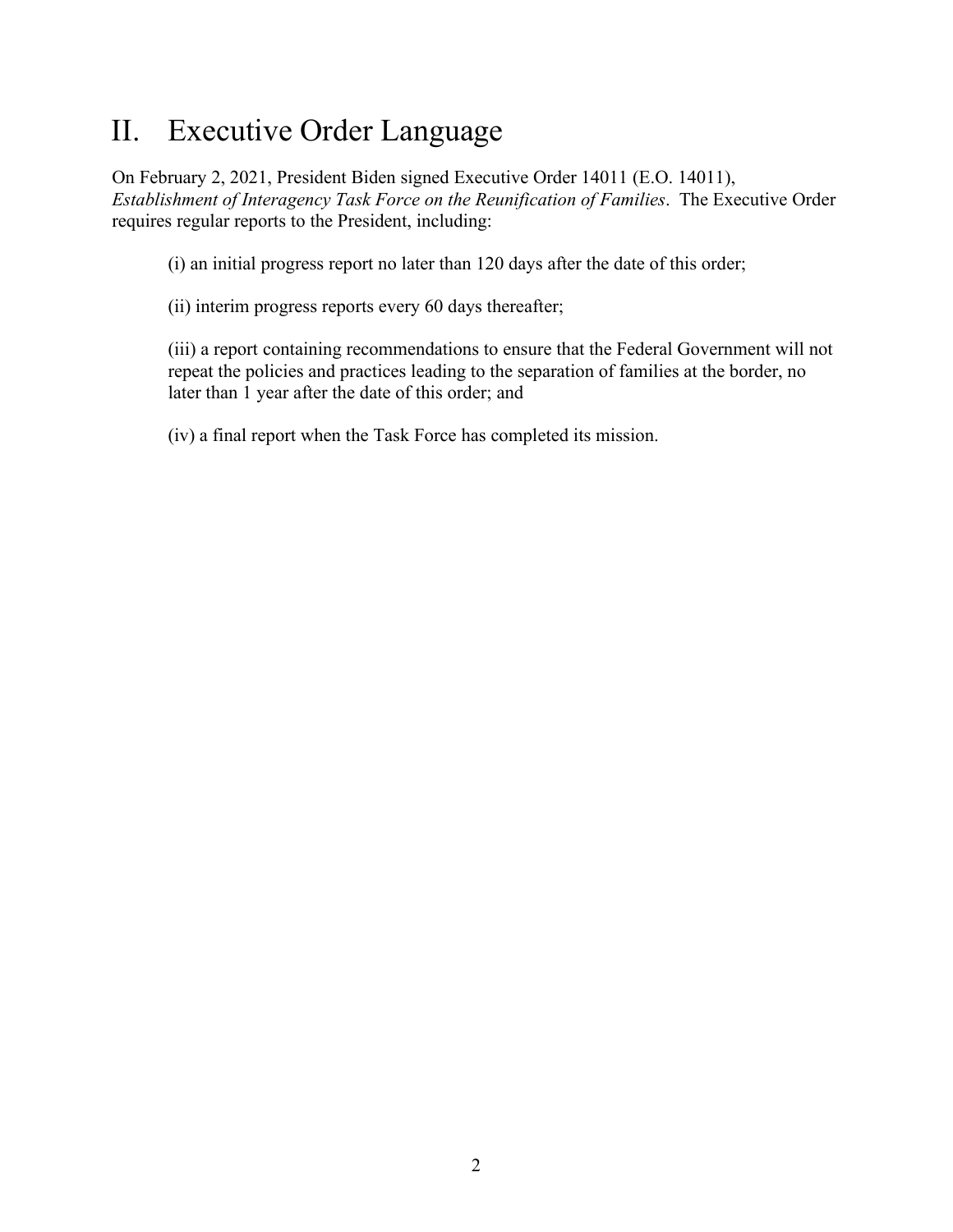# II. Executive Order Language

On February 2, 2021, President Biden signed Executive Order 14011 (E.O. 14011), *Establishment of Interagency Task Force on the Reunification of Families*. The Executive Order requires regular reports to the President, including:

> (i) an initial progress report no later than 120 days after the date of this order;
>
> (ii) interim progress reports every 60 days thereafter;
>
> (iii) a report containing recommendations to ensure that the Federal Government will not repeat the policies and practices leading to the separation of families at the border, no later than 1 year after the date of this order; and
>
> (iv) a final report when the Task Force has completed its mission.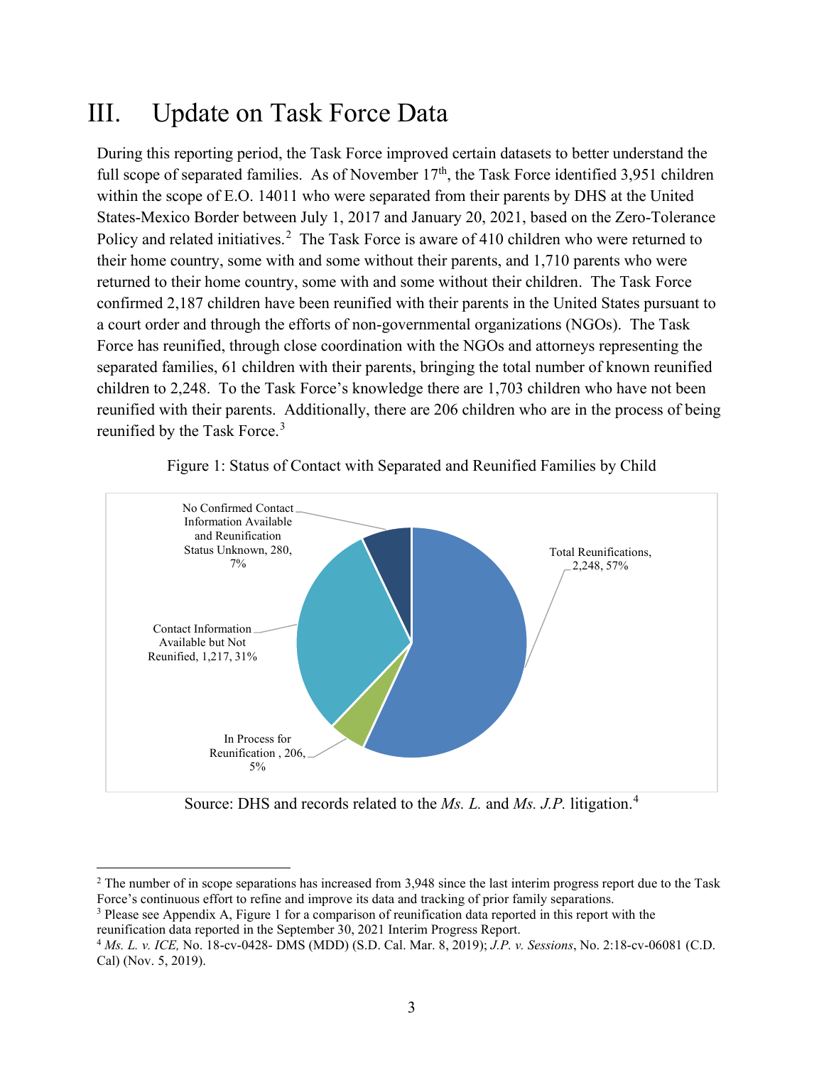# III. Update on Task Force Data

During this reporting period, the Task Force improved certain datasets to better understand the full scope of separated families. As of November 17th, the Task Force identified 3,951 children within the scope of E.O. 14011 who were separated from their parents by DHS at the United States-Mexico Border between July 1, 2017 and January 20, 2021, based on the Zero-Tolerance Policy and related initiatives.[2] The Task Force is aware of 410 children who were returned to their home country, some with and some without their parents, and 1,710 parents who were returned to their home country, some with and some without their children. The Task Force confirmed 2,187 children have been reunified with their parents in the United States pursuant to a court order and through the efforts of non-governmental organizations (NGOs). The Task Force has reunified, through close coordination with the NGOs and attorneys representing the separated families, 61 children with their parents, bringing the total number of known reunified children to 2,248. To the Task Force's knowledge there are 1,703 children who have not been reunified with their parents. Additionally, there are 206 children who are in the process of being reunified by the Task Force.[3]

Figure 1: Status of Contact with Separated and Reunified Families by Child

| Status | Children | Percent |
|---|---|---|
| Total Reunifications | 2,248 | 57% |
| In Process for Reunification | 206 | 5% |
| Contact Information Available but Not Reunified | 1,217 | 31% |
| No Confirmed Contact Information Available and Reunification Status Unknown | 280 | 7% |

Source: DHS and records related to the *Ms. L.* and *Ms. J.P.* litigation.[4]

---

[2] The number of in scope separations has increased from 3,948 since the last interim progress report due to the Task Force's continuous effort to refine and improve its data and tracking of prior family separations.

[3] Please see Appendix A, Figure 1 for a comparison of reunification data reported in this report with the reunification data reported in the September 30, 2021 Interim Progress Report.

[4] *Ms. L. v. ICE,* No. 18-cv-0428- DMS (MDD) (S.D. Cal. Mar. 8, 2019); *J.P. v. Sessions*, No. 2:18-cv-06081 (C.D. Cal) (Nov. 5, 2019).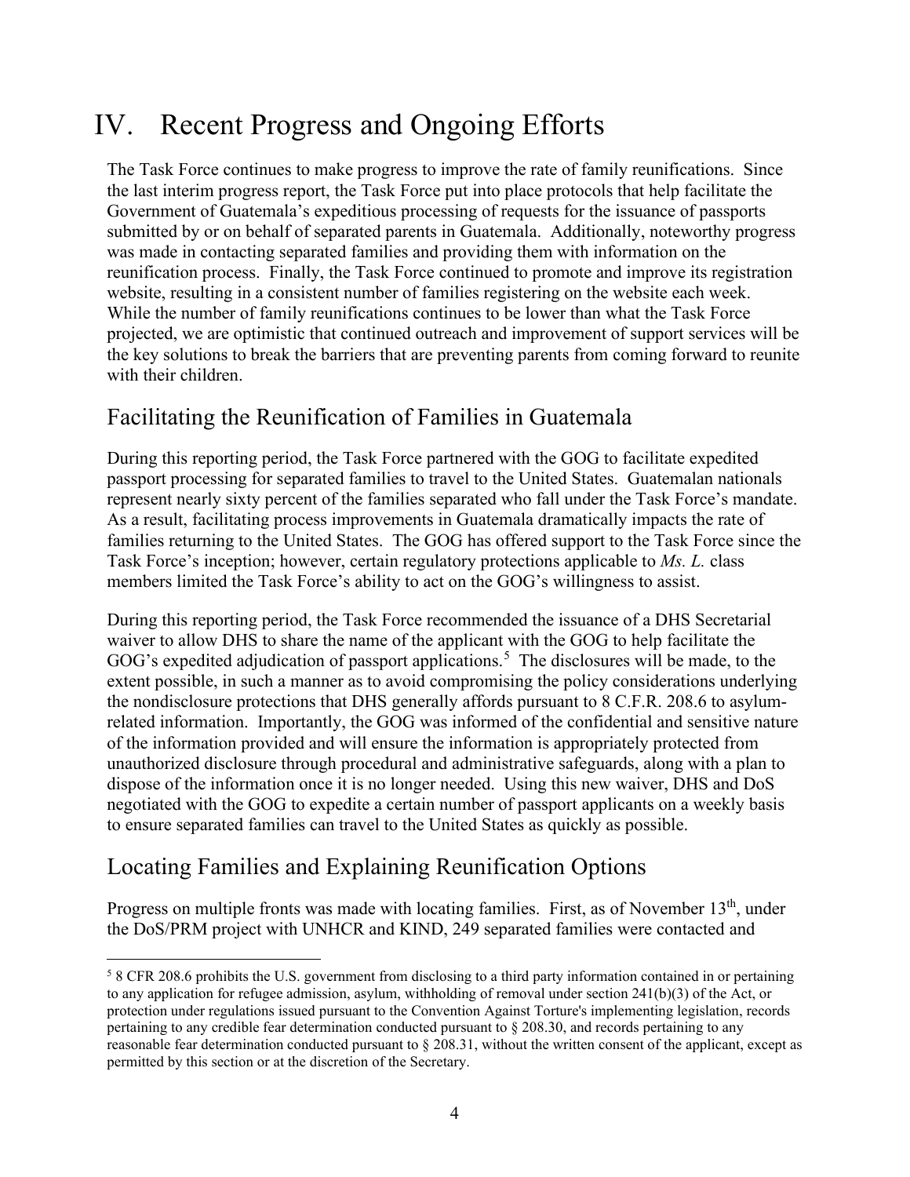# IV. Recent Progress and Ongoing Efforts

The Task Force continues to make progress to improve the rate of family reunifications. Since the last interim progress report, the Task Force put into place protocols that help facilitate the Government of Guatemala's expeditious processing of requests for the issuance of passports submitted by or on behalf of separated parents in Guatemala. Additionally, noteworthy progress was made in contacting separated families and providing them with information on the reunification process. Finally, the Task Force continued to promote and improve its registration website, resulting in a consistent number of families registering on the website each week. While the number of family reunifications continues to be lower than what the Task Force projected, we are optimistic that continued outreach and improvement of support services will be the key solutions to break the barriers that are preventing parents from coming forward to reunite with their children.

## Facilitating the Reunification of Families in Guatemala

During this reporting period, the Task Force partnered with the GOG to facilitate expedited passport processing for separated families to travel to the United States. Guatemalan nationals represent nearly sixty percent of the families separated who fall under the Task Force's mandate. As a result, facilitating process improvements in Guatemala dramatically impacts the rate of families returning to the United States. The GOG has offered support to the Task Force since the Task Force's inception; however, certain regulatory protections applicable to *Ms. L.* class members limited the Task Force's ability to act on the GOG's willingness to assist.

During this reporting period, the Task Force recommended the issuance of a DHS Secretarial waiver to allow DHS to share the name of the applicant with the GOG to help facilitate the GOG's expedited adjudication of passport applications.[5] The disclosures will be made, to the extent possible, in such a manner as to avoid compromising the policy considerations underlying the nondisclosure protections that DHS generally affords pursuant to 8 C.F.R. 208.6 to asylum-related information. Importantly, the GOG was informed of the confidential and sensitive nature of the information provided and will ensure the information is appropriately protected from unauthorized disclosure through procedural and administrative safeguards, along with a plan to dispose of the information once it is no longer needed. Using this new waiver, DHS and DoS negotiated with the GOG to expedite a certain number of passport applicants on a weekly basis to ensure separated families can travel to the United States as quickly as possible.

## Locating Families and Explaining Reunification Options

Progress on multiple fronts was made with locating families. First, as of November 13th, under the DoS/PRM project with UNHCR and KIND, 249 separated families were contacted and

[5] 8 CFR 208.6 prohibits the U.S. government from disclosing to a third party information contained in or pertaining to any application for refugee admission, asylum, withholding of removal under section 241(b)(3) of the Act, or protection under regulations issued pursuant to the Convention Against Torture's implementing legislation, records pertaining to any credible fear determination conducted pursuant to § 208.30, and records pertaining to any reasonable fear determination conducted pursuant to § 208.31, without the written consent of the applicant, except as permitted by this section or at the discretion of the Secretary.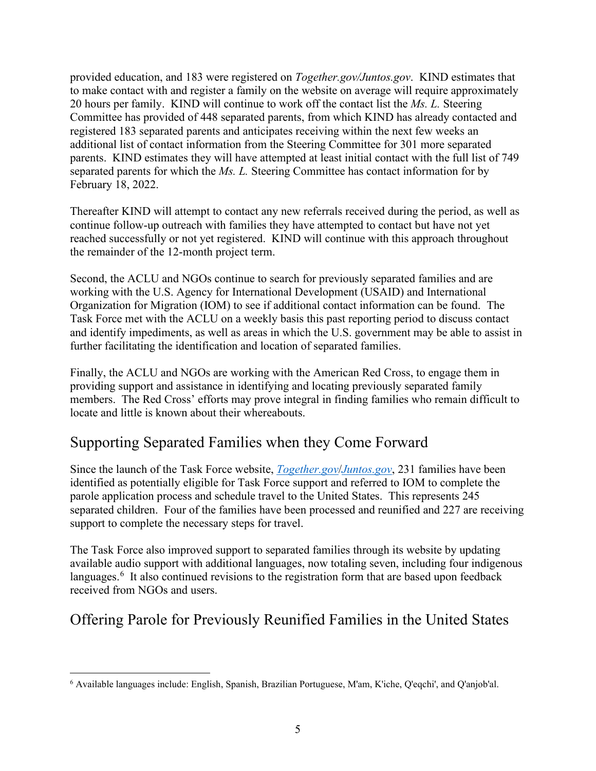provided education, and 183 were registered on *Together.gov/Juntos.gov*. KIND estimates that to make contact with and register a family on the website on average will require approximately 20 hours per family. KIND will continue to work off the contact list the *Ms. L.* Steering Committee has provided of 448 separated parents, from which KIND has already contacted and registered 183 separated parents and anticipates receiving within the next few weeks an additional list of contact information from the Steering Committee for 301 more separated parents. KIND estimates they will have attempted at least initial contact with the full list of 749 separated parents for which the *Ms. L.* Steering Committee has contact information for by February 18, 2022.

Thereafter KIND will attempt to contact any new referrals received during the period, as well as continue follow-up outreach with families they have attempted to contact but have not yet reached successfully or not yet registered. KIND will continue with this approach throughout the remainder of the 12-month project term.

Second, the ACLU and NGOs continue to search for previously separated families and are working with the U.S. Agency for International Development (USAID) and International Organization for Migration (IOM) to see if additional contact information can be found. The Task Force met with the ACLU on a weekly basis this past reporting period to discuss contact and identify impediments, as well as areas in which the U.S. government may be able to assist in further facilitating the identification and location of separated families.

Finally, the ACLU and NGOs are working with the American Red Cross, to engage them in providing support and assistance in identifying and locating previously separated family members. The Red Cross' efforts may prove integral in finding families who remain difficult to locate and little is known about their whereabouts.

## Supporting Separated Families when they Come Forward

Since the launch of the Task Force website, [Together.gov](Together.gov)/[Juntos.gov](Juntos.gov), 231 families have been identified as potentially eligible for Task Force support and referred to IOM to complete the parole application process and schedule travel to the United States. This represents 245 separated children. Four of the families have been processed and reunified and 227 are receiving support to complete the necessary steps for travel.

The Task Force also improved support to separated families through its website by updating available audio support with additional languages, now totaling seven, including four indigenous languages.[6] It also continued revisions to the registration form that are based upon feedback received from NGOs and users.

## Offering Parole for Previously Reunified Families in the United States

[6] Available languages include: English, Spanish, Brazilian Portuguese, M'am, K'iche, Q'eqchi', and Q'anjob'al.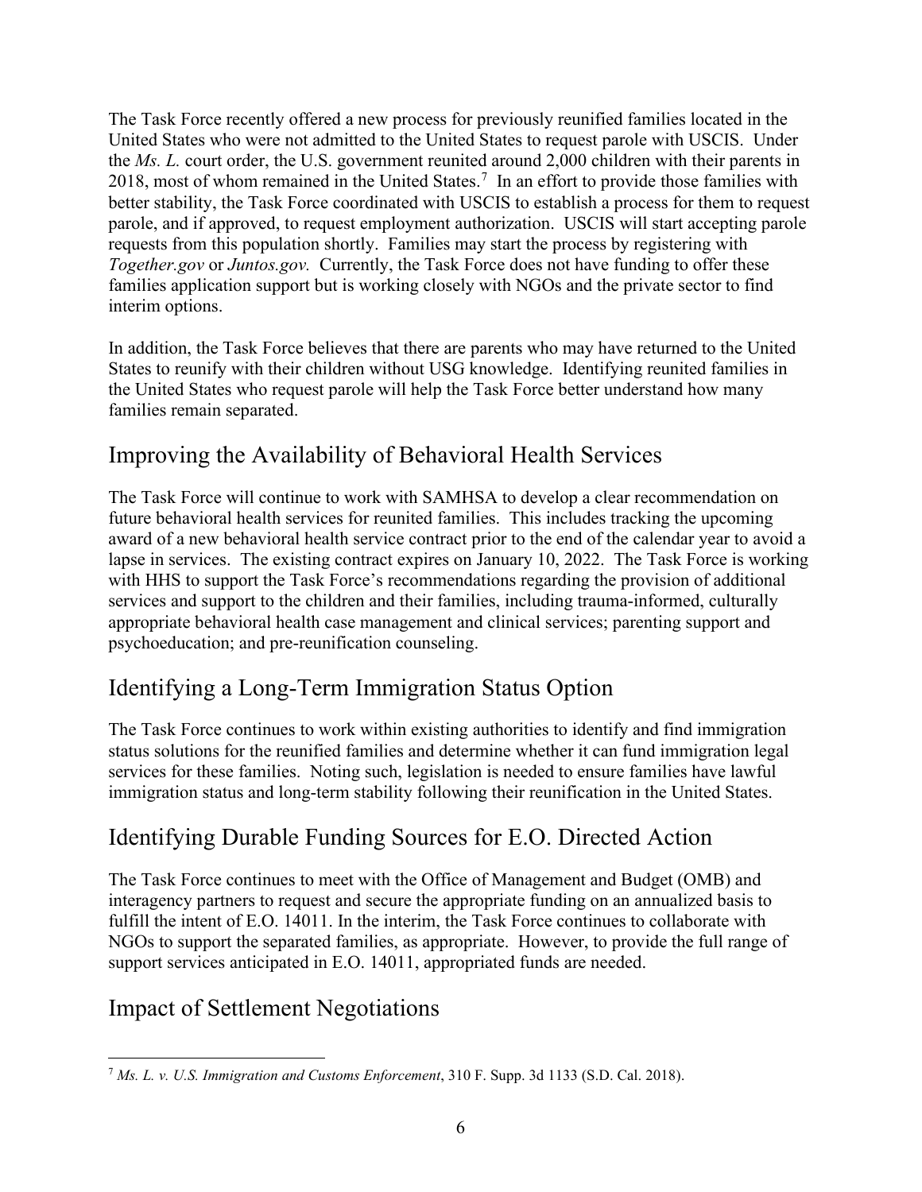The Task Force recently offered a new process for previously reunified families located in the United States who were not admitted to the United States to request parole with USCIS. Under the *Ms. L.* court order, the U.S. government reunited around 2,000 children with their parents in 2018, most of whom remained in the United States.[7] In an effort to provide those families with better stability, the Task Force coordinated with USCIS to establish a process for them to request parole, and if approved, to request employment authorization. USCIS will start accepting parole requests from this population shortly. Families may start the process by registering with *Together.gov* or *Juntos.gov.* Currently, the Task Force does not have funding to offer these families application support but is working closely with NGOs and the private sector to find interim options.

In addition, the Task Force believes that there are parents who may have returned to the United States to reunify with their children without USG knowledge. Identifying reunited families in the United States who request parole will help the Task Force better understand how many families remain separated.

## Improving the Availability of Behavioral Health Services

The Task Force will continue to work with SAMHSA to develop a clear recommendation on future behavioral health services for reunited families. This includes tracking the upcoming award of a new behavioral health service contract prior to the end of the calendar year to avoid a lapse in services. The existing contract expires on January 10, 2022. The Task Force is working with HHS to support the Task Force's recommendations regarding the provision of additional services and support to the children and their families, including trauma-informed, culturally appropriate behavioral health case management and clinical services; parenting support and psychoeducation; and pre-reunification counseling.

## Identifying a Long-Term Immigration Status Option

The Task Force continues to work within existing authorities to identify and find immigration status solutions for the reunified families and determine whether it can fund immigration legal services for these families. Noting such, legislation is needed to ensure families have lawful immigration status and long-term stability following their reunification in the United States.

## Identifying Durable Funding Sources for E.O. Directed Action

The Task Force continues to meet with the Office of Management and Budget (OMB) and interagency partners to request and secure the appropriate funding on an annualized basis to fulfill the intent of E.O. 14011. In the interim, the Task Force continues to collaborate with NGOs to support the separated families, as appropriate. However, to provide the full range of support services anticipated in E.O. 14011, appropriated funds are needed.

## Impact of Settlement Negotiations

[7] *Ms. L. v. U.S. Immigration and Customs Enforcement*, 310 F. Supp. 3d 1133 (S.D. Cal. 2018).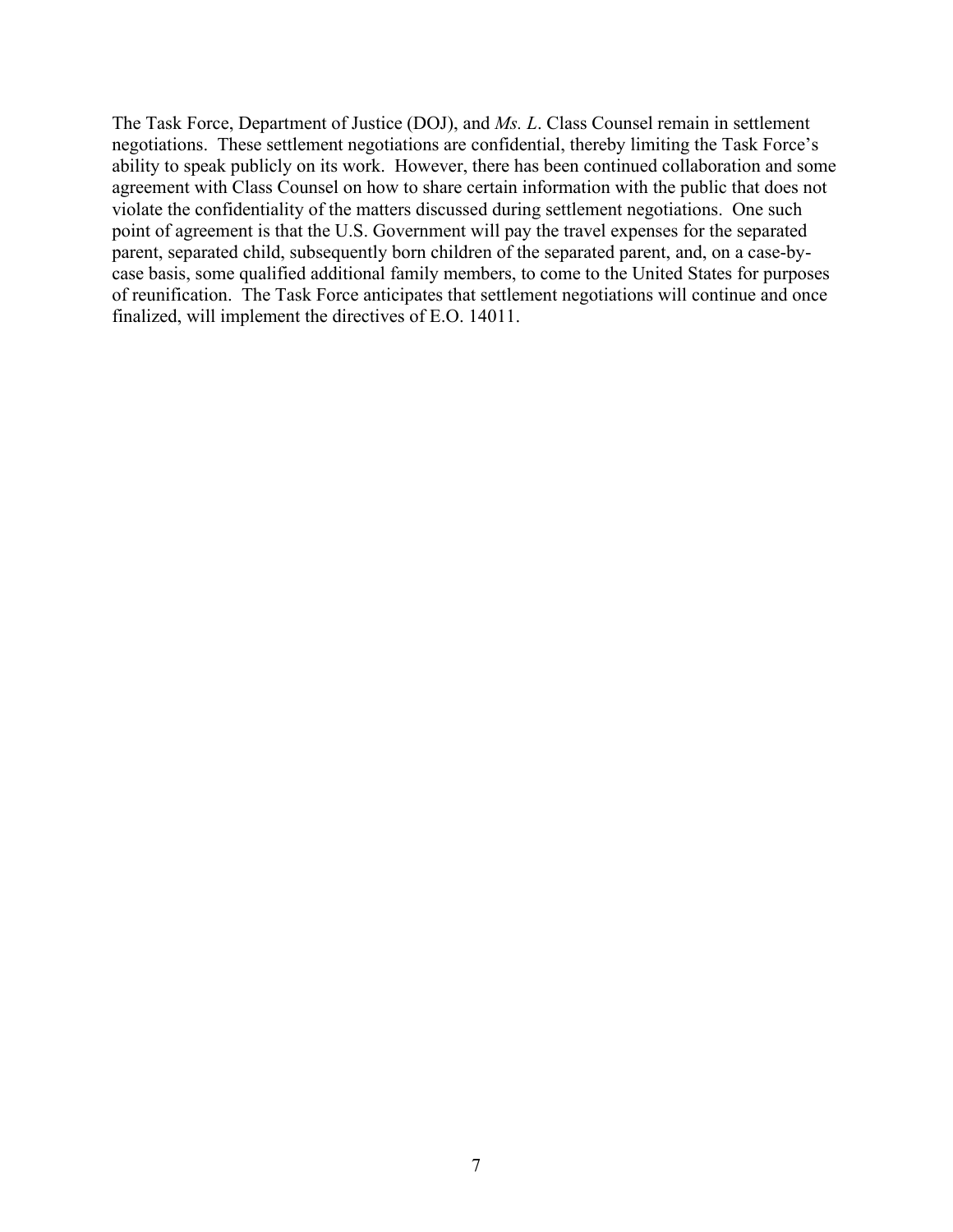The Task Force, Department of Justice (DOJ), and *Ms. L*. Class Counsel remain in settlement negotiations. These settlement negotiations are confidential, thereby limiting the Task Force's ability to speak publicly on its work. However, there has been continued collaboration and some agreement with Class Counsel on how to share certain information with the public that does not violate the confidentiality of the matters discussed during settlement negotiations. One such point of agreement is that the U.S. Government will pay the travel expenses for the separated parent, separated child, subsequently born children of the separated parent, and, on a case-by-case basis, some qualified additional family members, to come to the United States for purposes of reunification. The Task Force anticipates that settlement negotiations will continue and once finalized, will implement the directives of E.O. 14011.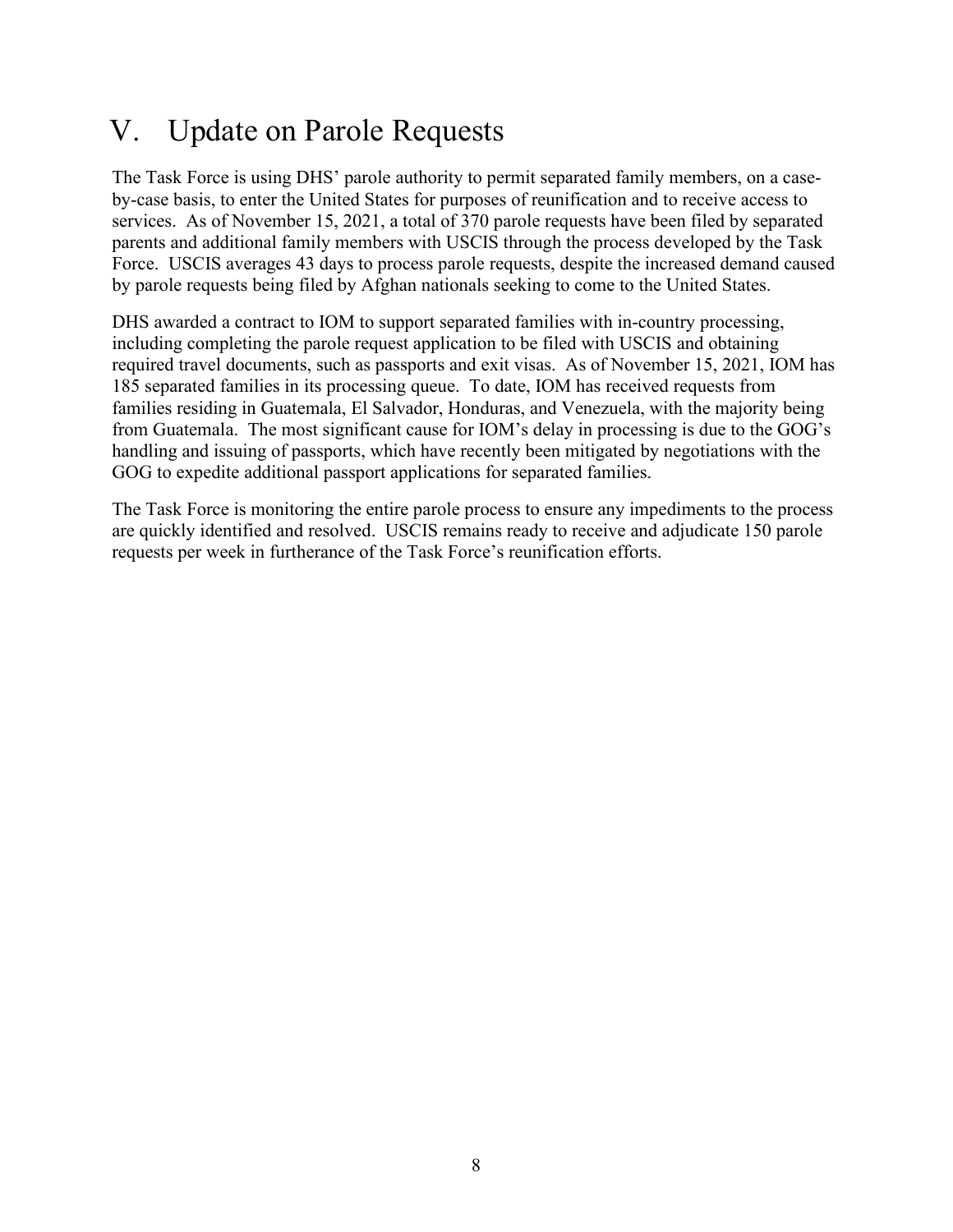# V. Update on Parole Requests

The Task Force is using DHS' parole authority to permit separated family members, on a case-by-case basis, to enter the United States for purposes of reunification and to receive access to services. As of November 15, 2021, a total of 370 parole requests have been filed by separated parents and additional family members with USCIS through the process developed by the Task Force. USCIS averages 43 days to process parole requests, despite the increased demand caused by parole requests being filed by Afghan nationals seeking to come to the United States.

DHS awarded a contract to IOM to support separated families with in-country processing, including completing the parole request application to be filed with USCIS and obtaining required travel documents, such as passports and exit visas. As of November 15, 2021, IOM has 185 separated families in its processing queue. To date, IOM has received requests from families residing in Guatemala, El Salvador, Honduras, and Venezuela, with the majority being from Guatemala. The most significant cause for IOM's delay in processing is due to the GOG's handling and issuing of passports, which have recently been mitigated by negotiations with the GOG to expedite additional passport applications for separated families.

The Task Force is monitoring the entire parole process to ensure any impediments to the process are quickly identified and resolved. USCIS remains ready to receive and adjudicate 150 parole requests per week in furtherance of the Task Force's reunification efforts.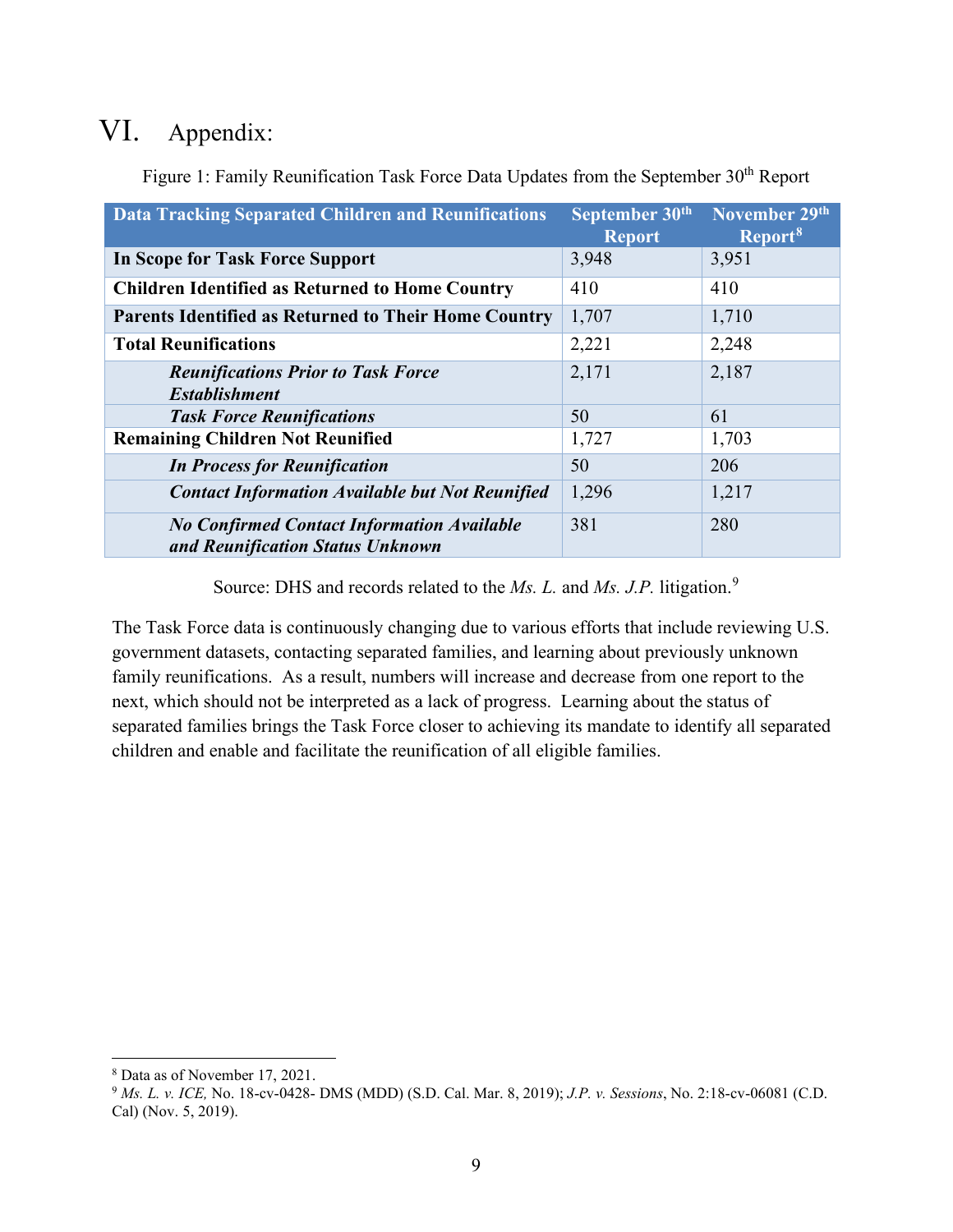# VI. Appendix:

Figure 1: Family Reunification Task Force Data Updates from the September 30th Report

| Data Tracking Separated Children and Reunifications | September 30th Report | November 29th Report[8] |
|---|---|---|
| **In Scope for Task Force Support** | 3,948 | 3,951 |
| **Children Identified as Returned to Home Country** | 410 | 410 |
| **Parents Identified as Returned to Their Home Country** | 1,707 | 1,710 |
| **Total Reunifications** | 2,221 | 2,248 |
| ***Reunifications Prior to Task Force Establishment*** | 2,171 | 2,187 |
| ***Task Force Reunifications*** | 50 | 61 |
| **Remaining Children Not Reunified** | 1,727 | 1,703 |
| ***In Process for Reunification*** | 50 | 206 |
| ***Contact Information Available but Not Reunified*** | 1,296 | 1,217 |
| ***No Confirmed Contact Information Available and Reunification Status Unknown*** | 381 | 280 |

Source: DHS and records related to the *Ms. L.* and *Ms. J.P.* litigation.[9]

The Task Force data is continuously changing due to various efforts that include reviewing U.S. government datasets, contacting separated families, and learning about previously unknown family reunifications. As a result, numbers will increase and decrease from one report to the next, which should not be interpreted as a lack of progress. Learning about the status of separated families brings the Task Force closer to achieving its mandate to identify all separated children and enable and facilitate the reunification of all eligible families.

---

[8] Data as of November 17, 2021.

[9] *Ms. L. v. ICE,* No. 18-cv-0428- DMS (MDD) (S.D. Cal. Mar. 8, 2019); *J.P. v. Sessions*, No. 2:18-cv-06081 (C.D. Cal) (Nov. 5, 2019).